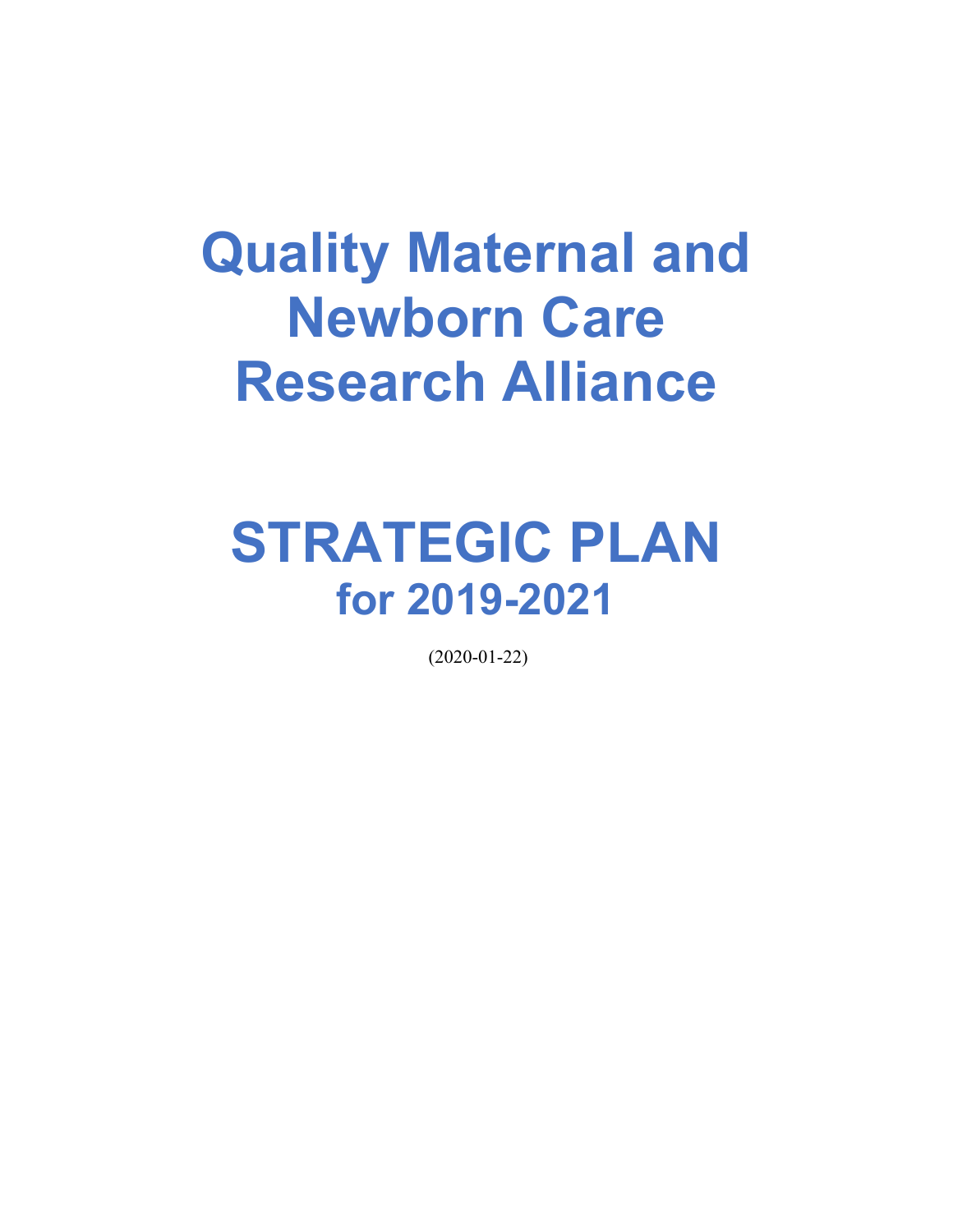# Quality Maternal and Newborn Care Research Alliance

# STRATEGIC PLAN
## for 2019-2021

(2020-01-22)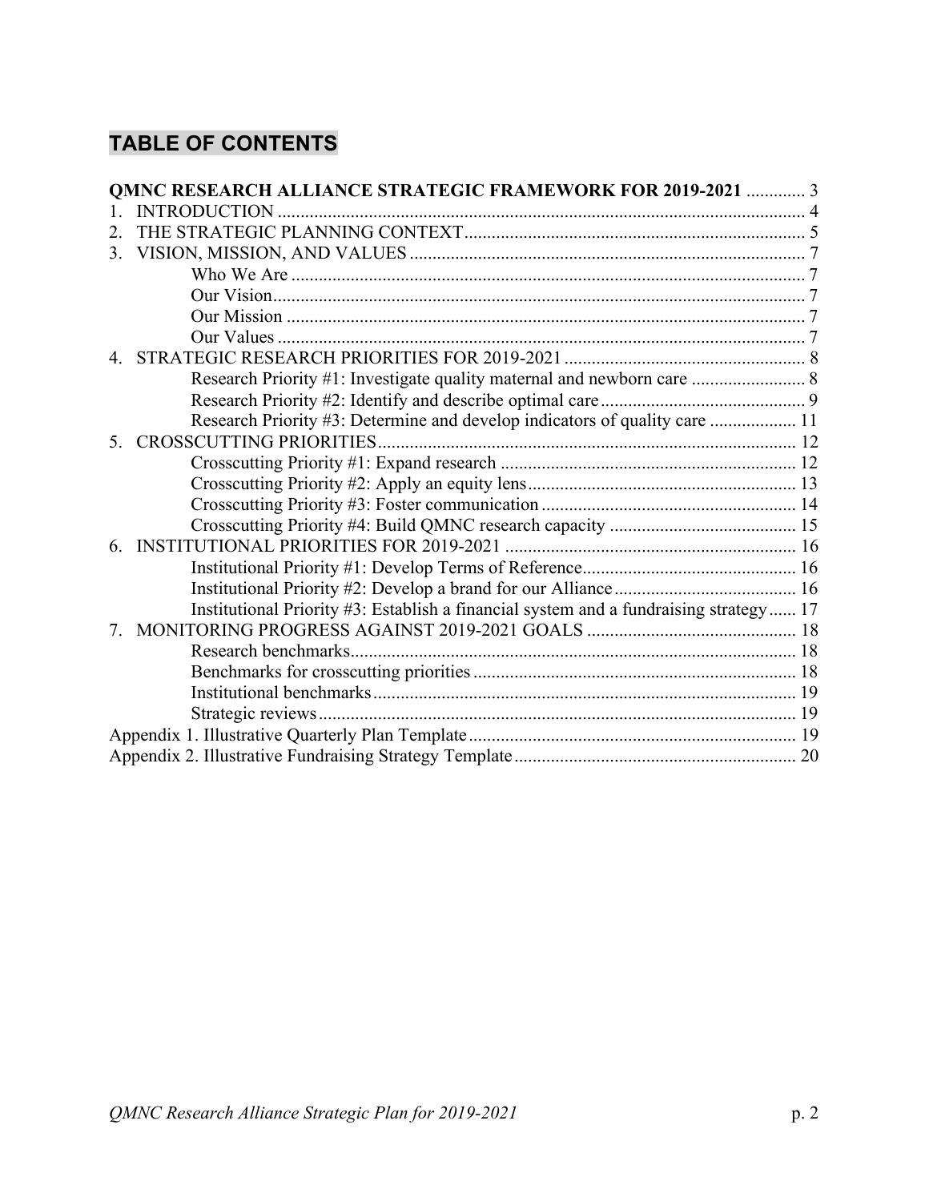# TABLE OF CONTENTS

**QMNC RESEARCH ALLIANCE STRATEGIC FRAMEWORK FOR 2019-2021** ............. 3

1. INTRODUCTION .................................................................................................... 4
2. THE STRATEGIC PLANNING CONTEXT........................................................................... 5
3. VISION, MISSION, AND VALUES ........................................................................ 7
    - Who We Are ................................................................................................. 7
    - Our Vision..................................................................................................... 7
    - Our Mission .................................................................................................. 7
    - Our Values .................................................................................................... 7
4. STRATEGIC RESEARCH PRIORITIES FOR 2019-2021 ..................................................... 8
    - Research Priority #1: Investigate quality maternal and newborn care ......................... 8
    - Research Priority #2: Identify and describe optimal care ............................................ 9
    - Research Priority #3: Determine and develop indicators of quality care ................... 11
5. CROSSCUTTING PRIORITIES............................................................................................ 12
    - Crosscutting Priority #1: Expand research ................................................................. 12
    - Crosscutting Priority #2: Apply an equity lens........................................................... 13
    - Crosscutting Priority #3: Foster communication ........................................................ 14
    - Crosscutting Priority #4: Build QMNC research capacity ......................................... 15
6. INSTITUTIONAL PRIORITIES FOR 2019-2021 ................................................................ 16
    - Institutional Priority #1: Develop Terms of Reference............................................... 16
    - Institutional Priority #2: Develop a brand for our Alliance........................................ 16
    - Institutional Priority #3: Establish a financial system and a fundraising strategy ...... 17
7. MONITORING PROGRESS AGAINST 2019-2021 GOALS .............................................. 18
    - Research benchmarks.................................................................................................. 18
    - Benchmarks for crosscutting priorities ....................................................................... 18
    - Institutional benchmarks............................................................................................. 19
    - Strategic reviews......................................................................................................... 19

Appendix 1. Illustrative Quarterly Plan Template ........................................................................ 19

Appendix 2. Illustrative Fundraising Strategy Template .............................................................. 20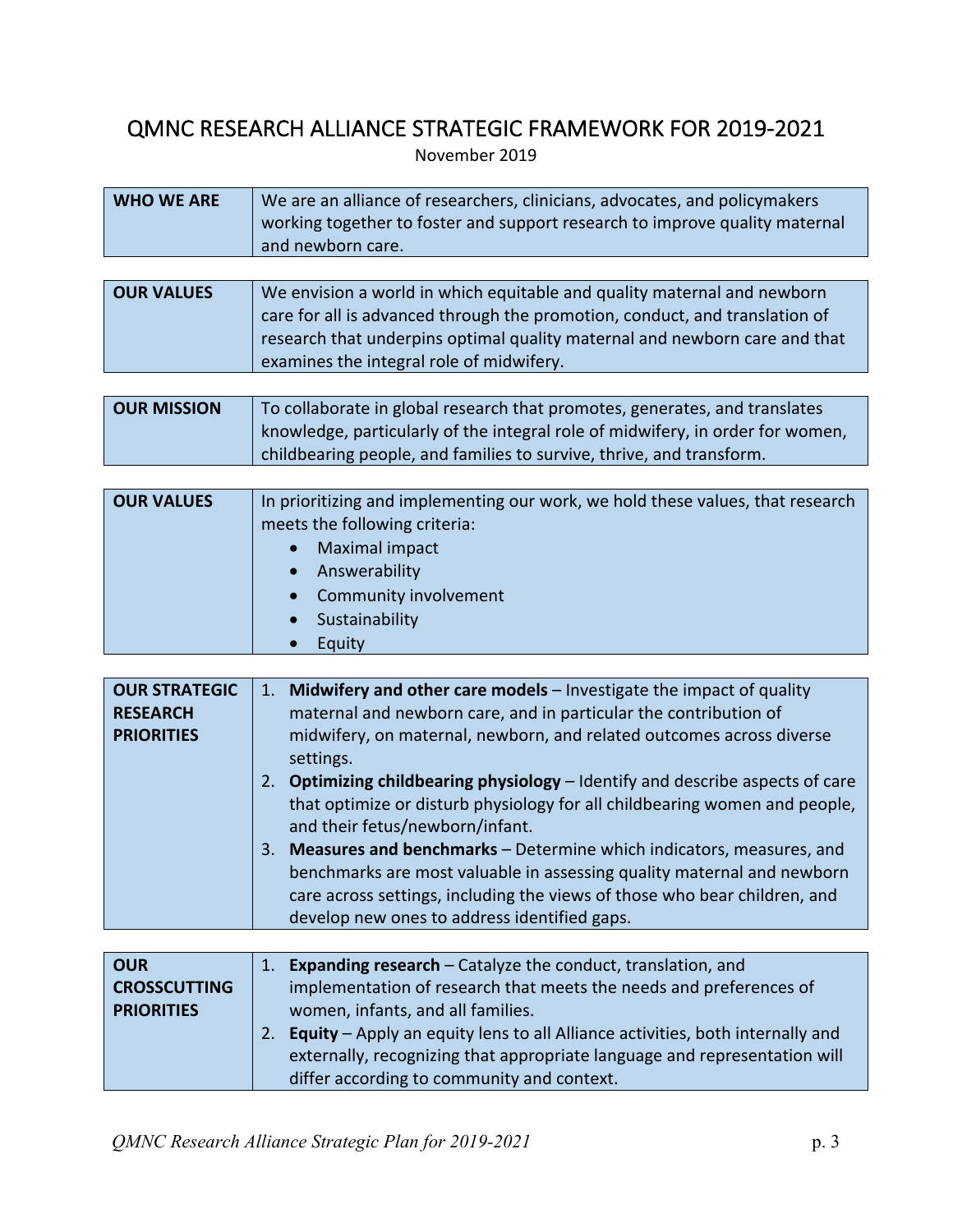# QMNC RESEARCH ALLIANCE STRATEGIC FRAMEWORK FOR 2019-2021

November 2019

| | |
|---|---|
| **WHO WE ARE** | We are an alliance of researchers, clinicians, advocates, and policymakers working together to foster and support research to improve quality maternal and newborn care. |

| | |
|---|---|
| **OUR VALUES** | We envision a world in which equitable and quality maternal and newborn care for all is advanced through the promotion, conduct, and translation of research that underpins optimal quality maternal and newborn care and that examines the integral role of midwifery. |

| | |
|---|---|
| **OUR MISSION** | To collaborate in global research that promotes, generates, and translates knowledge, particularly of the integral role of midwifery, in order for women, childbearing people, and families to survive, thrive, and transform. |

| | |
|---|---|
| **OUR VALUES** | In prioritizing and implementing our work, we hold these values, that research meets the following criteria:<br>• Maximal impact<br>• Answerability<br>• Community involvement<br>• Sustainability<br>• Equity |

| | |
|---|---|
| **OUR STRATEGIC RESEARCH PRIORITIES** | 1. **Midwifery and other care models** – Investigate the impact of quality maternal and newborn care, and in particular the contribution of midwifery, on maternal, newborn, and related outcomes across diverse settings.<br>2. **Optimizing childbearing physiology** – Identify and describe aspects of care that optimize or disturb physiology for all childbearing women and people, and their fetus/newborn/infant.<br>3. **Measures and benchmarks** – Determine which indicators, measures, and benchmarks are most valuable in assessing quality maternal and newborn care across settings, including the views of those who bear children, and develop new ones to address identified gaps. |

| | |
|---|---|
| **OUR CROSSCUTTING PRIORITIES** | 1. **Expanding research** – Catalyze the conduct, translation, and implementation of research that meets the needs and preferences of women, infants, and all families.<br>2. **Equity** – Apply an equity lens to all Alliance activities, both internally and externally, recognizing that appropriate language and representation will differ according to community and context. |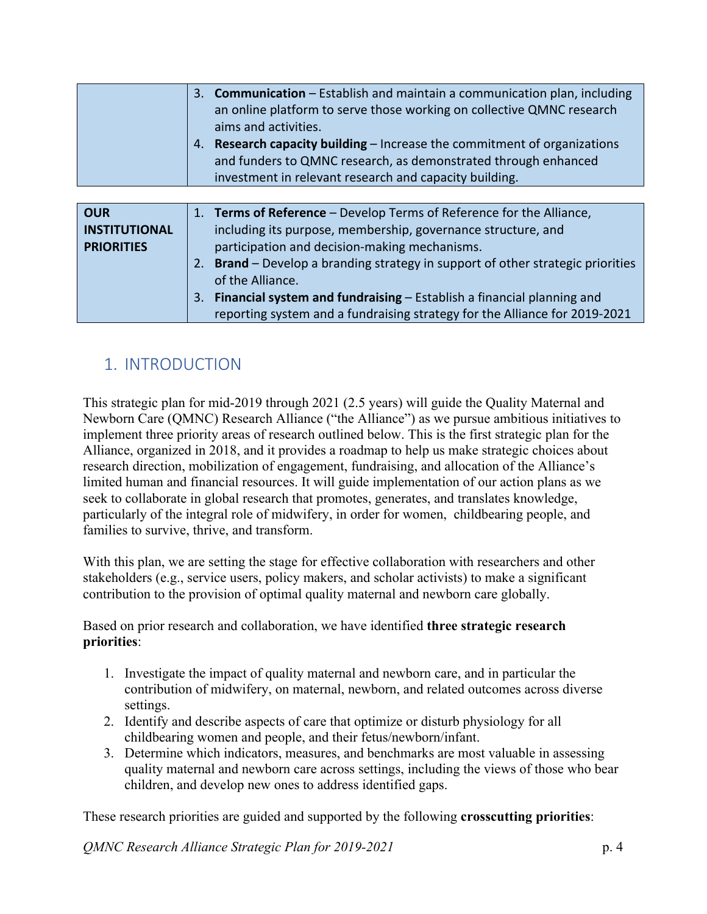| | 3. **Communication** – Establish and maintain a communication plan, including an online platform to serve those working on collective QMNC research aims and activities.<br>4. **Research capacity building** – Increase the commitment of organizations and funders to QMNC research, as demonstrated through enhanced investment in relevant research and capacity building. |
|---|---|

| **OUR INSTITUTIONAL PRIORITIES** | 1. **Terms of Reference** – Develop Terms of Reference for the Alliance, including its purpose, membership, governance structure, and participation and decision-making mechanisms.<br>2. **Brand** – Develop a branding strategy in support of other strategic priorities of the Alliance.<br>3. **Financial system and fundraising** – Establish a financial planning and reporting system and a fundraising strategy for the Alliance for 2019-2021 |
|---|---|

## 1. INTRODUCTION

This strategic plan for mid-2019 through 2021 (2.5 years) will guide the Quality Maternal and Newborn Care (QMNC) Research Alliance ("the Alliance") as we pursue ambitious initiatives to implement three priority areas of research outlined below. This is the first strategic plan for the Alliance, organized in 2018, and it provides a roadmap to help us make strategic choices about research direction, mobilization of engagement, fundraising, and allocation of the Alliance's limited human and financial resources. It will guide implementation of our action plans as we seek to collaborate in global research that promotes, generates, and translates knowledge, particularly of the integral role of midwifery, in order for women, childbearing people, and families to survive, thrive, and transform.

With this plan, we are setting the stage for effective collaboration with researchers and other stakeholders (e.g., service users, policy makers, and scholar activists) to make a significant contribution to the provision of optimal quality maternal and newborn care globally.

Based on prior research and collaboration, we have identified **three strategic research priorities**:

1. Investigate the impact of quality maternal and newborn care, and in particular the contribution of midwifery, on maternal, newborn, and related outcomes across diverse settings.
2. Identify and describe aspects of care that optimize or disturb physiology for all childbearing women and people, and their fetus/newborn/infant.
3. Determine which indicators, measures, and benchmarks are most valuable in assessing quality maternal and newborn care across settings, including the views of those who bear children, and develop new ones to address identified gaps.

These research priorities are guided and supported by the following **crosscutting priorities**: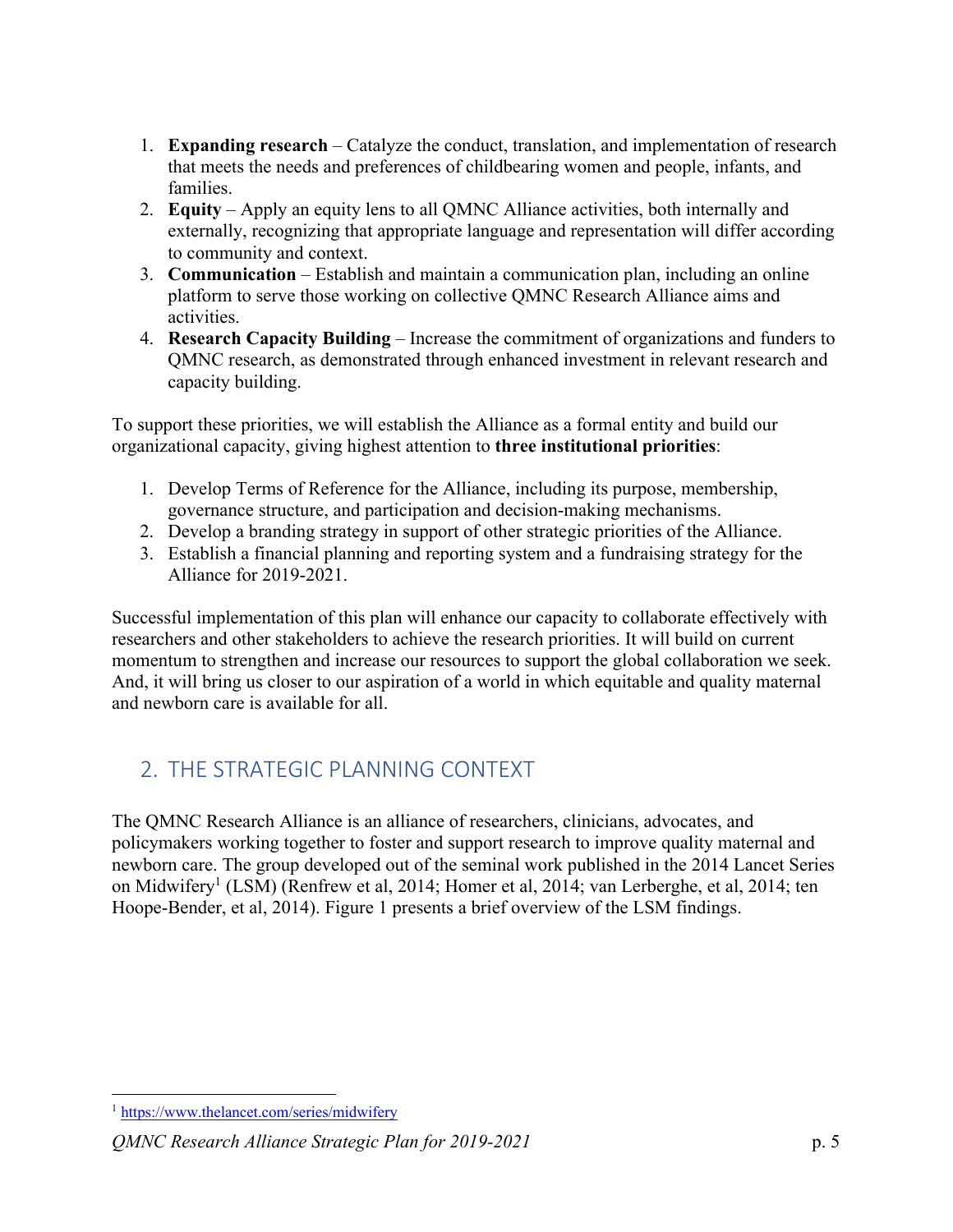1. **Expanding research** – Catalyze the conduct, translation, and implementation of research that meets the needs and preferences of childbearing women and people, infants, and families.
2. **Equity** – Apply an equity lens to all QMNC Alliance activities, both internally and externally, recognizing that appropriate language and representation will differ according to community and context.
3. **Communication** – Establish and maintain a communication plan, including an online platform to serve those working on collective QMNC Research Alliance aims and activities.
4. **Research Capacity Building** – Increase the commitment of organizations and funders to QMNC research, as demonstrated through enhanced investment in relevant research and capacity building.

To support these priorities, we will establish the Alliance as a formal entity and build our organizational capacity, giving highest attention to **three institutional priorities**:

1. Develop Terms of Reference for the Alliance, including its purpose, membership, governance structure, and participation and decision-making mechanisms.
2. Develop a branding strategy in support of other strategic priorities of the Alliance.
3. Establish a financial planning and reporting system and a fundraising strategy for the Alliance for 2019-2021.

Successful implementation of this plan will enhance our capacity to collaborate effectively with researchers and other stakeholders to achieve the research priorities. It will build on current momentum to strengthen and increase our resources to support the global collaboration we seek. And, it will bring us closer to our aspiration of a world in which equitable and quality maternal and newborn care is available for all.

## 2. THE STRATEGIC PLANNING CONTEXT

The QMNC Research Alliance is an alliance of researchers, clinicians, advocates, and policymakers working together to foster and support research to improve quality maternal and newborn care. The group developed out of the seminal work published in the 2014 Lancet Series on Midwifery[1] (LSM) (Renfrew et al, 2014; Homer et al, 2014; van Lerberghe, et al, 2014; ten Hoope-Bender, et al, 2014). Figure 1 presents a brief overview of the LSM findings.

[1] https://www.thelancet.com/series/midwifery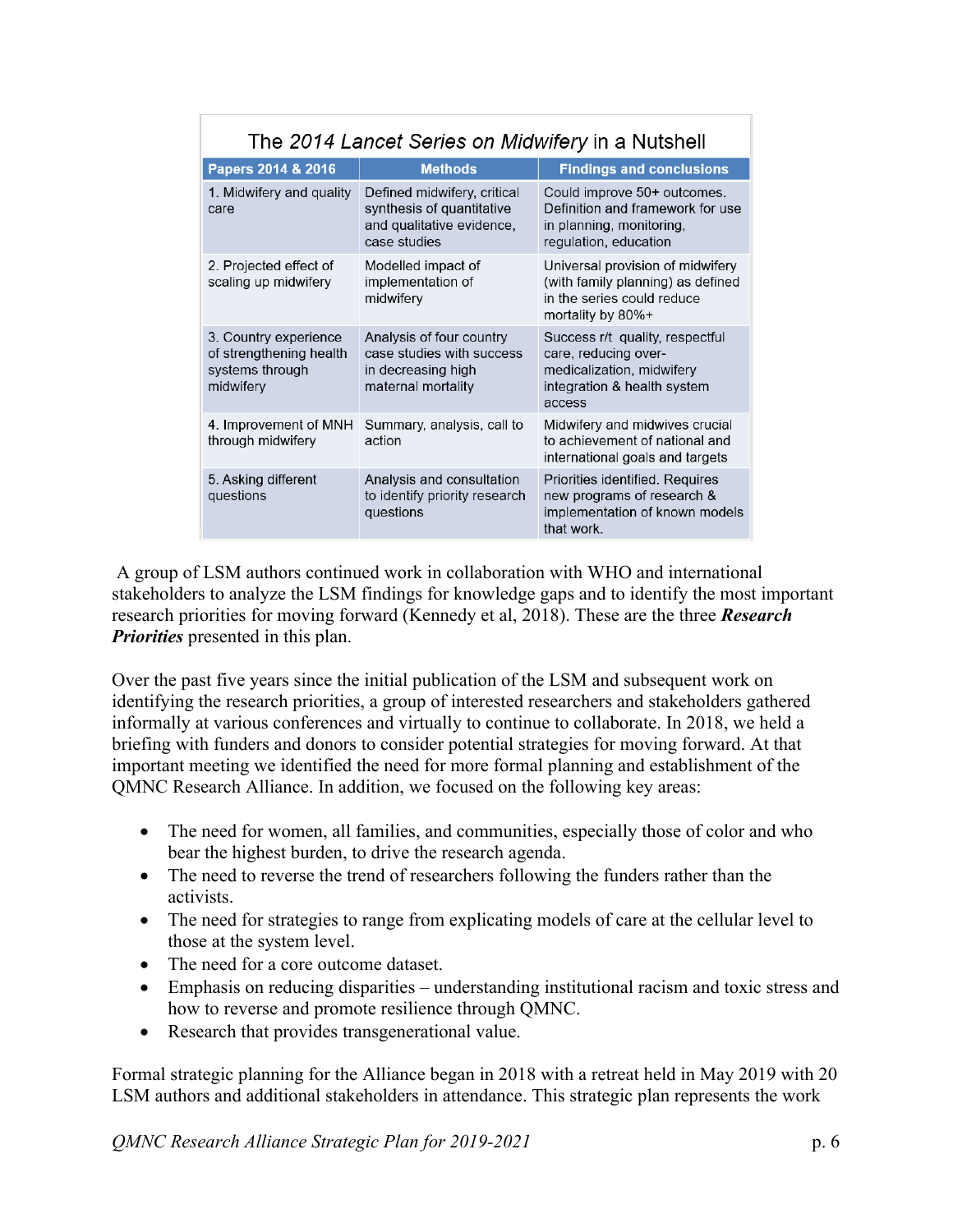### The *2014 Lancet Series on Midwifery* in a Nutshell

| Papers 2014 & 2016 | Methods | Findings and conclusions |
|---|---|---|
| 1. Midwifery and quality care | Defined midwifery, critical synthesis of quantitative and qualitative evidence, case studies | Could improve 50+ outcomes. Definition and framework for use in planning, monitoring, regulation, education |
| 2. Projected effect of scaling up midwifery | Modelled impact of implementation of midwifery | Universal provision of midwifery (with family planning) as defined in the series could reduce mortality by 80%+ |
| 3. Country experience of strengthening health systems through midwifery | Analysis of four country case studies with success in decreasing high maternal mortality | Success r/t quality, respectful care, reducing over-medicalization, midwifery integration & health system access |
| 4. Improvement of MNH through midwifery | Summary, analysis, call to action | Midwifery and midwives crucial to achievement of national and international goals and targets |
| 5. Asking different questions | Analysis and consultation to identify priority research questions | Priorities identified. Requires new programs of research & implementation of known models that work. |

A group of LSM authors continued work in collaboration with WHO and international stakeholders to analyze the LSM findings for knowledge gaps and to identify the most important research priorities for moving forward (Kennedy et al, 2018). These are the three ***Research Priorities*** presented in this plan.

Over the past five years since the initial publication of the LSM and subsequent work on identifying the research priorities, a group of interested researchers and stakeholders gathered informally at various conferences and virtually to continue to collaborate. In 2018, we held a briefing with funders and donors to consider potential strategies for moving forward. At that important meeting we identified the need for more formal planning and establishment of the QMNC Research Alliance. In addition, we focused on the following key areas:

- The need for women, all families, and communities, especially those of color and who bear the highest burden, to drive the research agenda.
- The need to reverse the trend of researchers following the funders rather than the activists.
- The need for strategies to range from explicating models of care at the cellular level to those at the system level.
- The need for a core outcome dataset.
- Emphasis on reducing disparities – understanding institutional racism and toxic stress and how to reverse and promote resilience through QMNC.
- Research that provides transgenerational value.

Formal strategic planning for the Alliance began in 2018 with a retreat held in May 2019 with 20 LSM authors and additional stakeholders in attendance. This strategic plan represents the work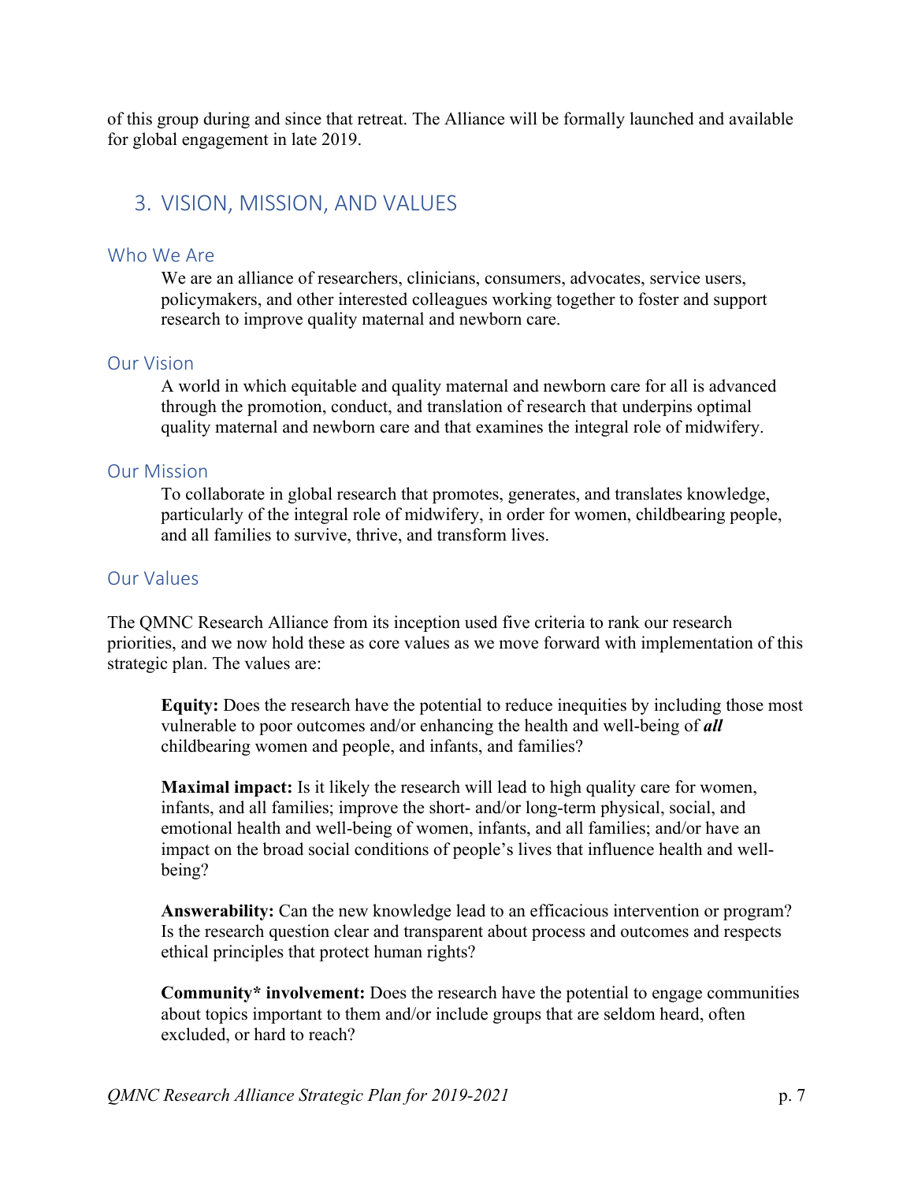of this group during and since that retreat. The Alliance will be formally launched and available for global engagement in late 2019.

## 3. VISION, MISSION, AND VALUES

### Who We Are

We are an alliance of researchers, clinicians, consumers, advocates, service users, policymakers, and other interested colleagues working together to foster and support research to improve quality maternal and newborn care.

### Our Vision

A world in which equitable and quality maternal and newborn care for all is advanced through the promotion, conduct, and translation of research that underpins optimal quality maternal and newborn care and that examines the integral role of midwifery.

### Our Mission

To collaborate in global research that promotes, generates, and translates knowledge, particularly of the integral role of midwifery, in order for women, childbearing people, and all families to survive, thrive, and transform lives.

### Our Values

The QMNC Research Alliance from its inception used five criteria to rank our research priorities, and we now hold these as core values as we move forward with implementation of this strategic plan. The values are:

**Equity:** Does the research have the potential to reduce inequities by including those most vulnerable to poor outcomes and/or enhancing the health and well-being of ***all*** childbearing women and people, and infants, and families?

**Maximal impact:** Is it likely the research will lead to high quality care for women, infants, and all families; improve the short- and/or long-term physical, social, and emotional health and well-being of women, infants, and all families; and/or have an impact on the broad social conditions of people's lives that influence health and well-being?

**Answerability:** Can the new knowledge lead to an efficacious intervention or program? Is the research question clear and transparent about process and outcomes and respects ethical principles that protect human rights?

**Community* involvement:** Does the research have the potential to engage communities about topics important to them and/or include groups that are seldom heard, often excluded, or hard to reach?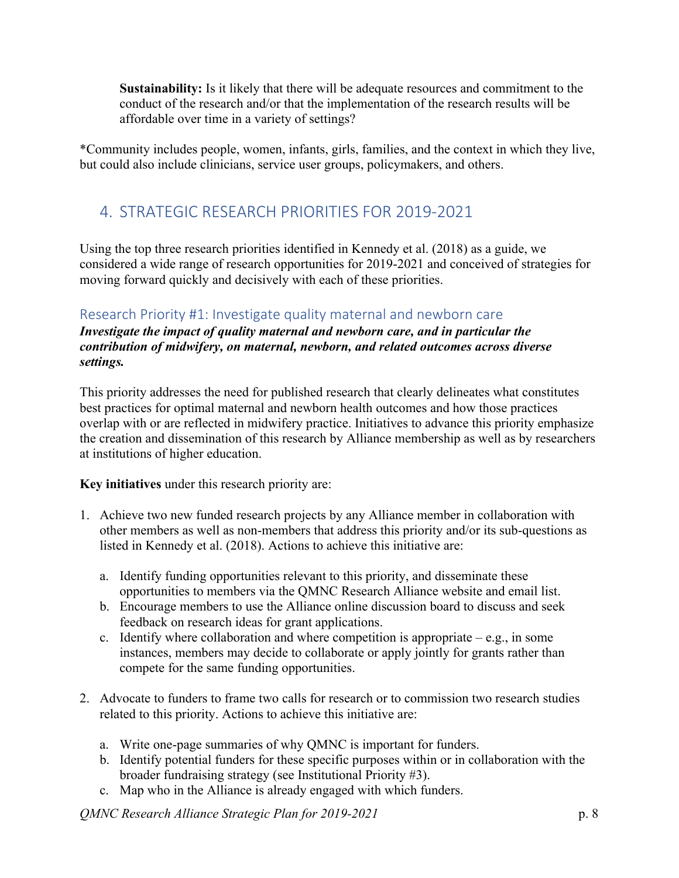**Sustainability:** Is it likely that there will be adequate resources and commitment to the conduct of the research and/or that the implementation of the research results will be affordable over time in a variety of settings?

*Community includes people, women, infants, girls, families, and the context in which they live, but could also include clinicians, service user groups, policymakers, and others.

## 4. STRATEGIC RESEARCH PRIORITIES FOR 2019-2021

Using the top three research priorities identified in Kennedy et al. (2018) as a guide, we considered a wide range of research opportunities for 2019-2021 and conceived of strategies for moving forward quickly and decisively with each of these priorities.

### Research Priority #1: Investigate quality maternal and newborn care

***Investigate the impact of quality maternal and newborn care, and in particular the contribution of midwifery, on maternal, newborn, and related outcomes across diverse settings.***

This priority addresses the need for published research that clearly delineates what constitutes best practices for optimal maternal and newborn health outcomes and how those practices overlap with or are reflected in midwifery practice. Initiatives to advance this priority emphasize the creation and dissemination of this research by Alliance membership as well as by researchers at institutions of higher education.

**Key initiatives** under this research priority are:

1. Achieve two new funded research projects by any Alliance member in collaboration with other members as well as non-members that address this priority and/or its sub-questions as listed in Kennedy et al. (2018). Actions to achieve this initiative are:

    a. Identify funding opportunities relevant to this priority, and disseminate these opportunities to members via the QMNC Research Alliance website and email list.
    b. Encourage members to use the Alliance online discussion board to discuss and seek feedback on research ideas for grant applications.
    c. Identify where collaboration and where competition is appropriate – e.g., in some instances, members may decide to collaborate or apply jointly for grants rather than compete for the same funding opportunities.

2. Advocate to funders to frame two calls for research or to commission two research studies related to this priority. Actions to achieve this initiative are:

    a. Write one-page summaries of why QMNC is important for funders.
    b. Identify potential funders for these specific purposes within or in collaboration with the broader fundraising strategy (see Institutional Priority #3).
    c. Map who in the Alliance is already engaged with which funders.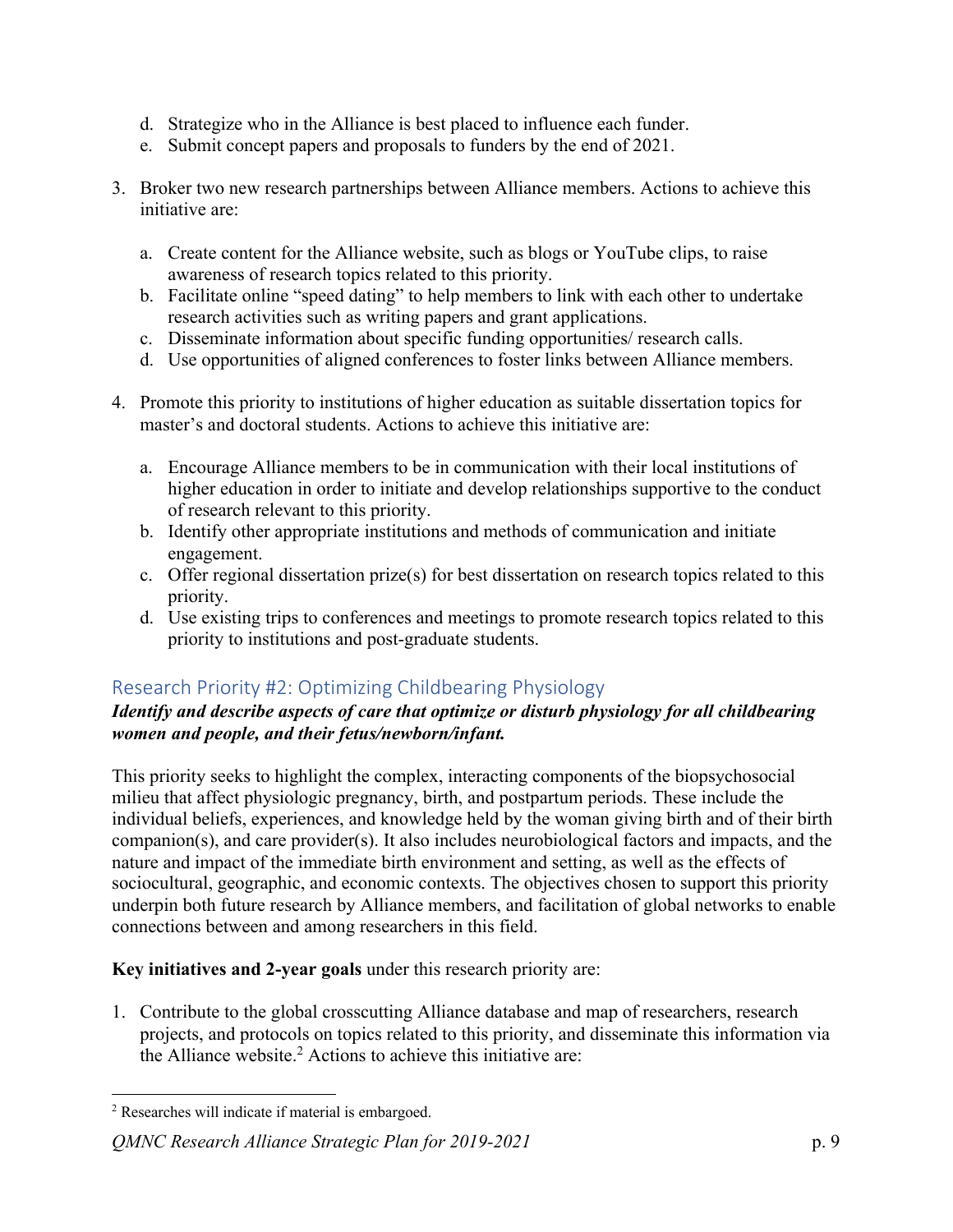d. Strategize who in the Alliance is best placed to influence each funder.
e. Submit concept papers and proposals to funders by the end of 2021.

3. Broker two new research partnerships between Alliance members. Actions to achieve this initiative are:

   a. Create content for the Alliance website, such as blogs or YouTube clips, to raise awareness of research topics related to this priority.
   b. Facilitate online "speed dating" to help members to link with each other to undertake research activities such as writing papers and grant applications.
   c. Disseminate information about specific funding opportunities/ research calls.
   d. Use opportunities of aligned conferences to foster links between Alliance members.

4. Promote this priority to institutions of higher education as suitable dissertation topics for master's and doctoral students. Actions to achieve this initiative are:

   a. Encourage Alliance members to be in communication with their local institutions of higher education in order to initiate and develop relationships supportive to the conduct of research relevant to this priority.
   b. Identify other appropriate institutions and methods of communication and initiate engagement.
   c. Offer regional dissertation prize(s) for best dissertation on research topics related to this priority.
   d. Use existing trips to conferences and meetings to promote research topics related to this priority to institutions and post-graduate students.

## Research Priority #2: Optimizing Childbearing Physiology

***Identify and describe aspects of care that optimize or disturb physiology for all childbearing women and people, and their fetus/newborn/infant.***

This priority seeks to highlight the complex, interacting components of the biopsychosocial milieu that affect physiologic pregnancy, birth, and postpartum periods. These include the individual beliefs, experiences, and knowledge held by the woman giving birth and of their birth companion(s), and care provider(s). It also includes neurobiological factors and impacts, and the nature and impact of the immediate birth environment and setting, as well as the effects of sociocultural, geographic, and economic contexts. The objectives chosen to support this priority underpin both future research by Alliance members, and facilitation of global networks to enable connections between and among researchers in this field.

**Key initiatives and 2-year goals** under this research priority are:

1. Contribute to the global crosscutting Alliance database and map of researchers, research projects, and protocols on topics related to this priority, and disseminate this information via the Alliance website.[2] Actions to achieve this initiative are:

[2] Researches will indicate if material is embargoed.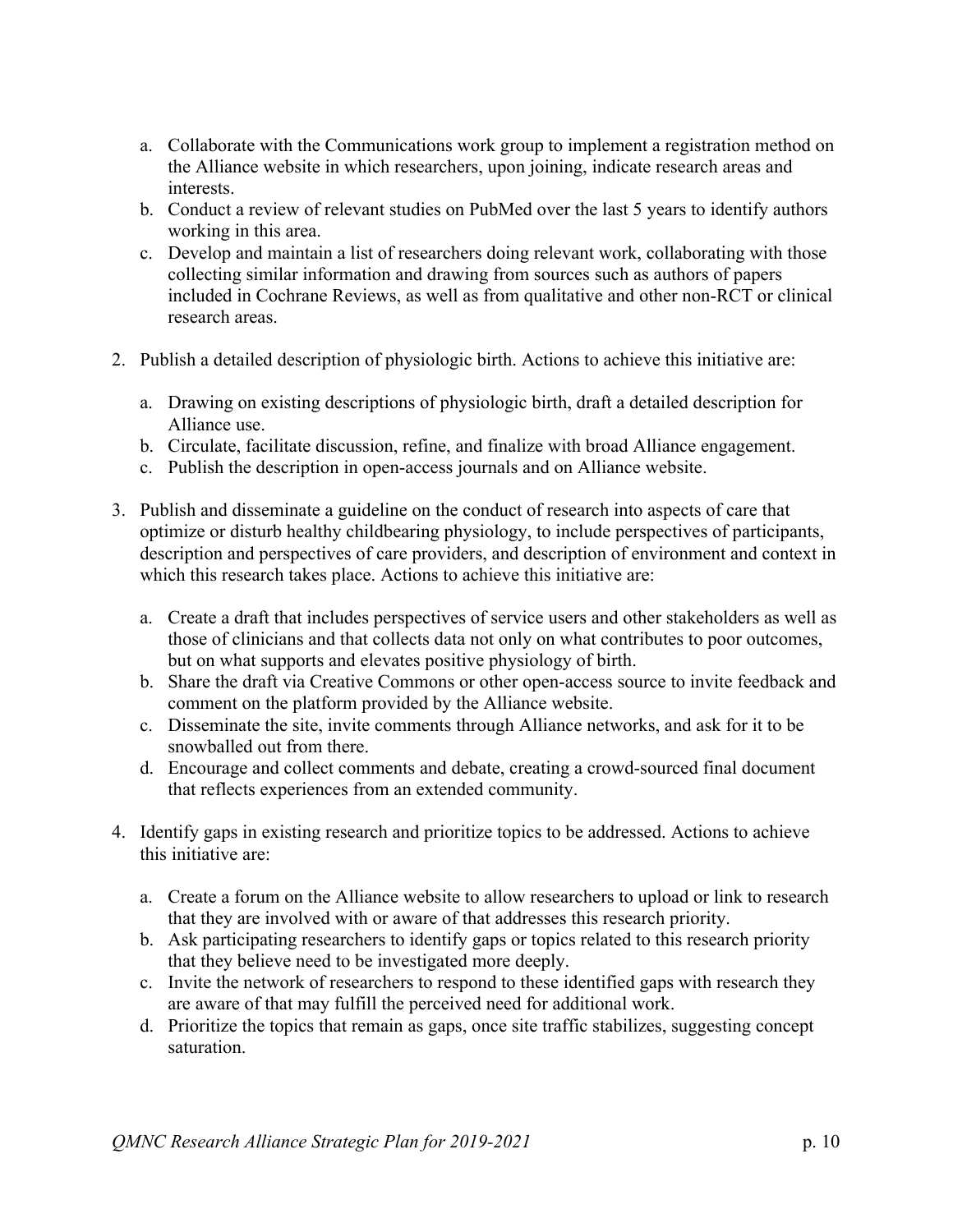a. Collaborate with the Communications work group to implement a registration method on the Alliance website in which researchers, upon joining, indicate research areas and interests.
   b. Conduct a review of relevant studies on PubMed over the last 5 years to identify authors working in this area.
   c. Develop and maintain a list of researchers doing relevant work, collaborating with those collecting similar information and drawing from sources such as authors of papers included in Cochrane Reviews, as well as from qualitative and other non-RCT or clinical research areas.

2. Publish a detailed description of physiologic birth. Actions to achieve this initiative are:

   a. Drawing on existing descriptions of physiologic birth, draft a detailed description for Alliance use.
   b. Circulate, facilitate discussion, refine, and finalize with broad Alliance engagement.
   c. Publish the description in open-access journals and on Alliance website.

3. Publish and disseminate a guideline on the conduct of research into aspects of care that optimize or disturb healthy childbearing physiology, to include perspectives of participants, description and perspectives of care providers, and description of environment and context in which this research takes place. Actions to achieve this initiative are:

   a. Create a draft that includes perspectives of service users and other stakeholders as well as those of clinicians and that collects data not only on what contributes to poor outcomes, but on what supports and elevates positive physiology of birth.
   b. Share the draft via Creative Commons or other open-access source to invite feedback and comment on the platform provided by the Alliance website.
   c. Disseminate the site, invite comments through Alliance networks, and ask for it to be snowballed out from there.
   d. Encourage and collect comments and debate, creating a crowd-sourced final document that reflects experiences from an extended community.

4. Identify gaps in existing research and prioritize topics to be addressed. Actions to achieve this initiative are:

   a. Create a forum on the Alliance website to allow researchers to upload or link to research that they are involved with or aware of that addresses this research priority.
   b. Ask participating researchers to identify gaps or topics related to this research priority that they believe need to be investigated more deeply.
   c. Invite the network of researchers to respond to these identified gaps with research they are aware of that may fulfill the perceived need for additional work.
   d. Prioritize the topics that remain as gaps, once site traffic stabilizes, suggesting concept saturation.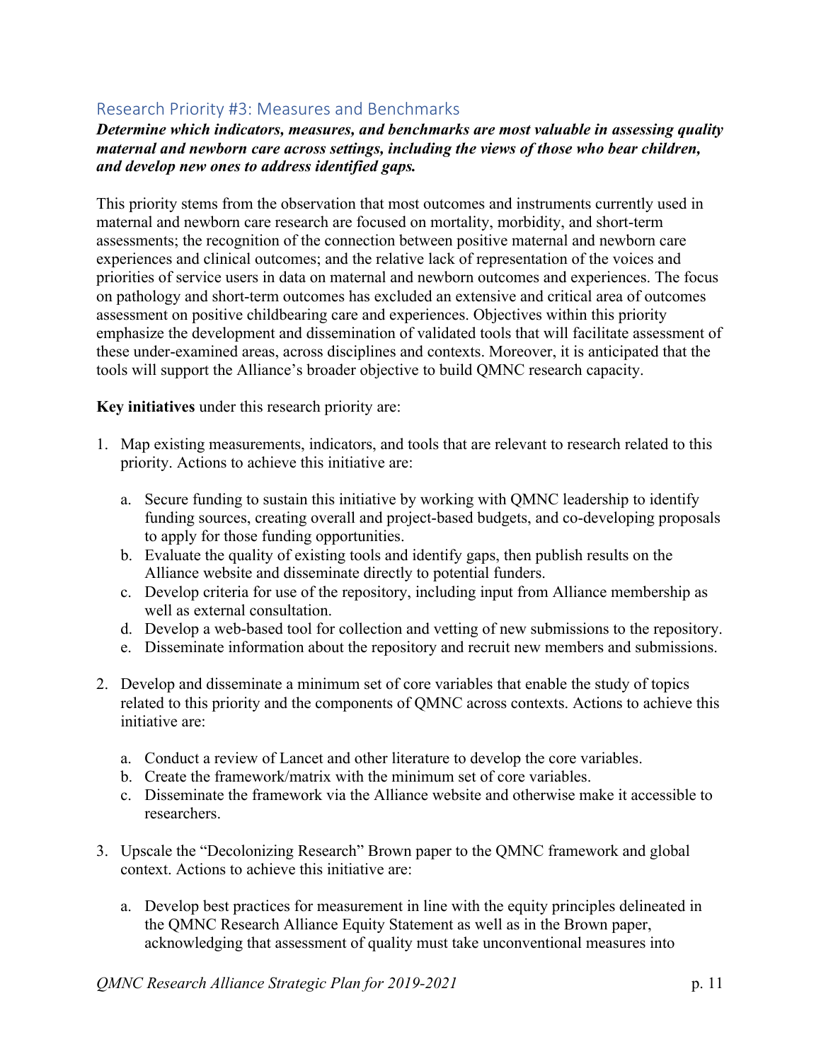## Research Priority #3: Measures and Benchmarks

***Determine which indicators, measures, and benchmarks are most valuable in assessing quality maternal and newborn care across settings, including the views of those who bear children, and develop new ones to address identified gaps.***

This priority stems from the observation that most outcomes and instruments currently used in maternal and newborn care research are focused on mortality, morbidity, and short-term assessments; the recognition of the connection between positive maternal and newborn care experiences and clinical outcomes; and the relative lack of representation of the voices and priorities of service users in data on maternal and newborn outcomes and experiences. The focus on pathology and short-term outcomes has excluded an extensive and critical area of outcomes assessment on positive childbearing care and experiences. Objectives within this priority emphasize the development and dissemination of validated tools that will facilitate assessment of these under-examined areas, across disciplines and contexts. Moreover, it is anticipated that the tools will support the Alliance's broader objective to build QMNC research capacity.

**Key initiatives** under this research priority are:

1. Map existing measurements, indicators, and tools that are relevant to research related to this priority. Actions to achieve this initiative are:

   a. Secure funding to sustain this initiative by working with QMNC leadership to identify funding sources, creating overall and project-based budgets, and co-developing proposals to apply for those funding opportunities.
   b. Evaluate the quality of existing tools and identify gaps, then publish results on the Alliance website and disseminate directly to potential funders.
   c. Develop criteria for use of the repository, including input from Alliance membership as well as external consultation.
   d. Develop a web-based tool for collection and vetting of new submissions to the repository.
   e. Disseminate information about the repository and recruit new members and submissions.

2. Develop and disseminate a minimum set of core variables that enable the study of topics related to this priority and the components of QMNC across contexts. Actions to achieve this initiative are:

   a. Conduct a review of Lancet and other literature to develop the core variables.
   b. Create the framework/matrix with the minimum set of core variables.
   c. Disseminate the framework via the Alliance website and otherwise make it accessible to researchers.

3. Upscale the "Decolonizing Research" Brown paper to the QMNC framework and global context. Actions to achieve this initiative are:

   a. Develop best practices for measurement in line with the equity principles delineated in the QMNC Research Alliance Equity Statement as well as in the Brown paper, acknowledging that assessment of quality must take unconventional measures into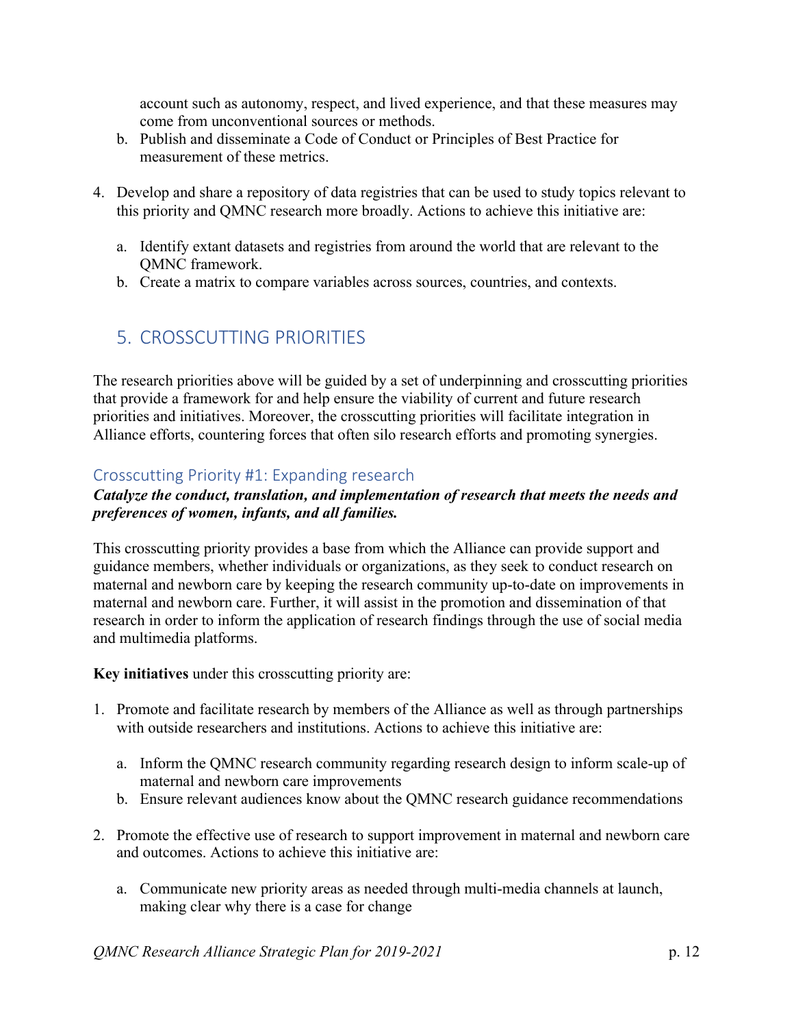account such as autonomy, respect, and lived experience, and that these measures may come from unconventional sources or methods.

b. Publish and disseminate a Code of Conduct or Principles of Best Practice for measurement of these metrics.

4. Develop and share a repository of data registries that can be used to study topics relevant to this priority and QMNC research more broadly. Actions to achieve this initiative are:

   a. Identify extant datasets and registries from around the world that are relevant to the QMNC framework.
   b. Create a matrix to compare variables across sources, countries, and contexts.

## 5. CROSSCUTTING PRIORITIES

The research priorities above will be guided by a set of underpinning and crosscutting priorities that provide a framework for and help ensure the viability of current and future research priorities and initiatives. Moreover, the crosscutting priorities will facilitate integration in Alliance efforts, countering forces that often silo research efforts and promoting synergies.

### Crosscutting Priority #1: Expanding research

***Catalyze the conduct, translation, and implementation of research that meets the needs and preferences of women, infants, and all families.***

This crosscutting priority provides a base from which the Alliance can provide support and guidance members, whether individuals or organizations, as they seek to conduct research on maternal and newborn care by keeping the research community up-to-date on improvements in maternal and newborn care. Further, it will assist in the promotion and dissemination of that research in order to inform the application of research findings through the use of social media and multimedia platforms.

**Key initiatives** under this crosscutting priority are:

1. Promote and facilitate research by members of the Alliance as well as through partnerships with outside researchers and institutions. Actions to achieve this initiative are:

   a. Inform the QMNC research community regarding research design to inform scale-up of maternal and newborn care improvements
   b. Ensure relevant audiences know about the QMNC research guidance recommendations

2. Promote the effective use of research to support improvement in maternal and newborn care and outcomes. Actions to achieve this initiative are:

   a. Communicate new priority areas as needed through multi-media channels at launch, making clear why there is a case for change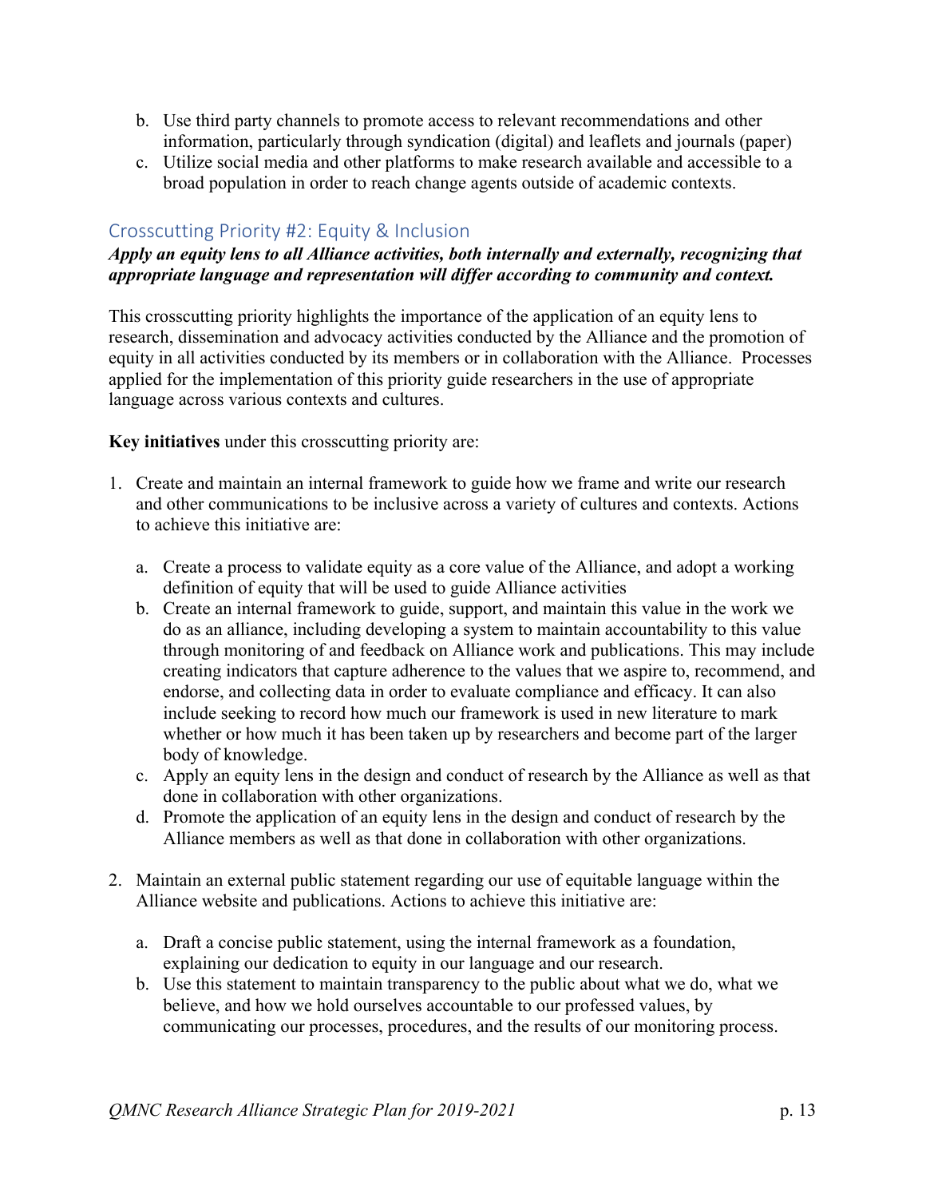b. Use third party channels to promote access to relevant recommendations and other information, particularly through syndication (digital) and leaflets and journals (paper)
c. Utilize social media and other platforms to make research available and accessible to a broad population in order to reach change agents outside of academic contexts.

## Crosscutting Priority #2: Equity & Inclusion

***Apply an equity lens to all Alliance activities, both internally and externally, recognizing that appropriate language and representation will differ according to community and context.***

This crosscutting priority highlights the importance of the application of an equity lens to research, dissemination and advocacy activities conducted by the Alliance and the promotion of equity in all activities conducted by its members or in collaboration with the Alliance. Processes applied for the implementation of this priority guide researchers in the use of appropriate language across various contexts and cultures.

**Key initiatives** under this crosscutting priority are:

1. Create and maintain an internal framework to guide how we frame and write our research and other communications to be inclusive across a variety of cultures and contexts. Actions to achieve this initiative are:

   a. Create a process to validate equity as a core value of the Alliance, and adopt a working definition of equity that will be used to guide Alliance activities
   b. Create an internal framework to guide, support, and maintain this value in the work we do as an alliance, including developing a system to maintain accountability to this value through monitoring of and feedback on Alliance work and publications. This may include creating indicators that capture adherence to the values that we aspire to, recommend, and endorse, and collecting data in order to evaluate compliance and efficacy. It can also include seeking to record how much our framework is used in new literature to mark whether or how much it has been taken up by researchers and become part of the larger body of knowledge.
   c. Apply an equity lens in the design and conduct of research by the Alliance as well as that done in collaboration with other organizations.
   d. Promote the application of an equity lens in the design and conduct of research by the Alliance members as well as that done in collaboration with other organizations.

2. Maintain an external public statement regarding our use of equitable language within the Alliance website and publications. Actions to achieve this initiative are:

   a. Draft a concise public statement, using the internal framework as a foundation, explaining our dedication to equity in our language and our research.
   b. Use this statement to maintain transparency to the public about what we do, what we believe, and how we hold ourselves accountable to our professed values, by communicating our processes, procedures, and the results of our monitoring process.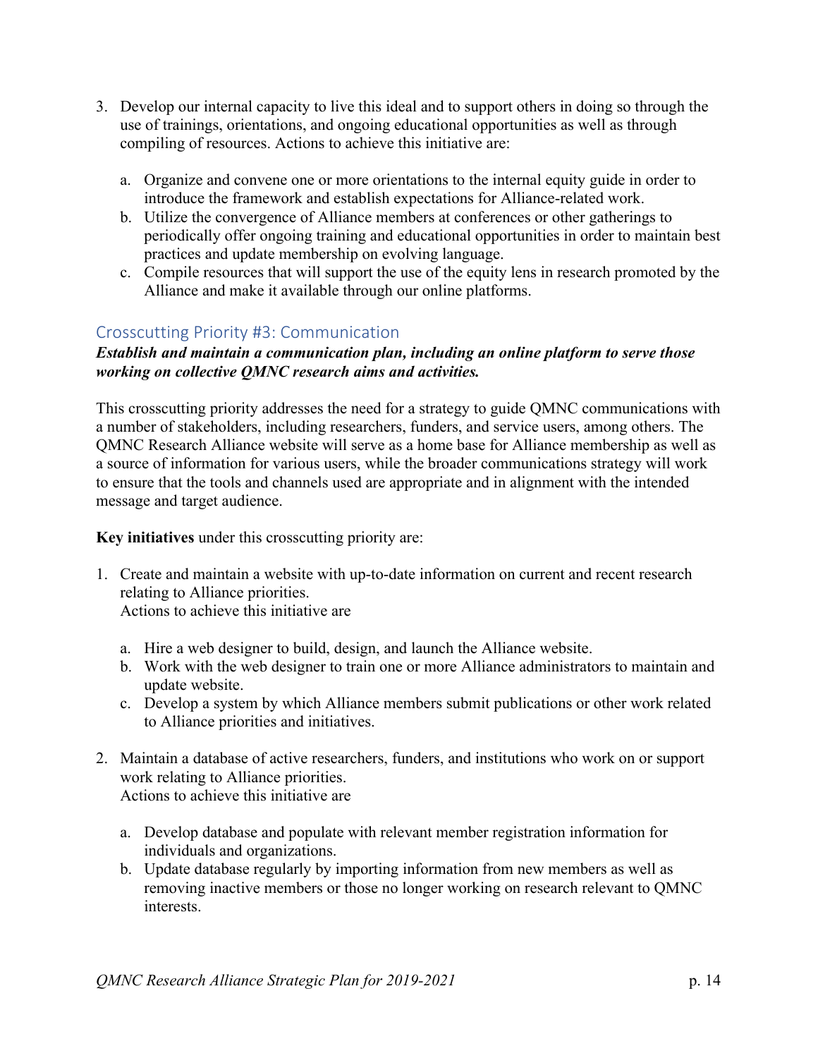3. Develop our internal capacity to live this ideal and to support others in doing so through the use of trainings, orientations, and ongoing educational opportunities as well as through compiling of resources. Actions to achieve this initiative are:

    a. Organize and convene one or more orientations to the internal equity guide in order to introduce the framework and establish expectations for Alliance-related work.
    b. Utilize the convergence of Alliance members at conferences or other gatherings to periodically offer ongoing training and educational opportunities in order to maintain best practices and update membership on evolving language.
    c. Compile resources that will support the use of the equity lens in research promoted by the Alliance and make it available through our online platforms.

## Crosscutting Priority #3: Communication

***Establish and maintain a communication plan, including an online platform to serve those working on collective QMNC research aims and activities.***

This crosscutting priority addresses the need for a strategy to guide QMNC communications with a number of stakeholders, including researchers, funders, and service users, among others. The QMNC Research Alliance website will serve as a home base for Alliance membership as well as a source of information for various users, while the broader communications strategy will work to ensure that the tools and channels used are appropriate and in alignment with the intended message and target audience.

**Key initiatives** under this crosscutting priority are:

1. Create and maintain a website with up-to-date information on current and recent research relating to Alliance priorities.
   Actions to achieve this initiative are

    a. Hire a web designer to build, design, and launch the Alliance website.
    b. Work with the web designer to train one or more Alliance administrators to maintain and update website.
    c. Develop a system by which Alliance members submit publications or other work related to Alliance priorities and initiatives.

2. Maintain a database of active researchers, funders, and institutions who work on or support work relating to Alliance priorities.
   Actions to achieve this initiative are

    a. Develop database and populate with relevant member registration information for individuals and organizations.
    b. Update database regularly by importing information from new members as well as removing inactive members or those no longer working on research relevant to QMNC interests.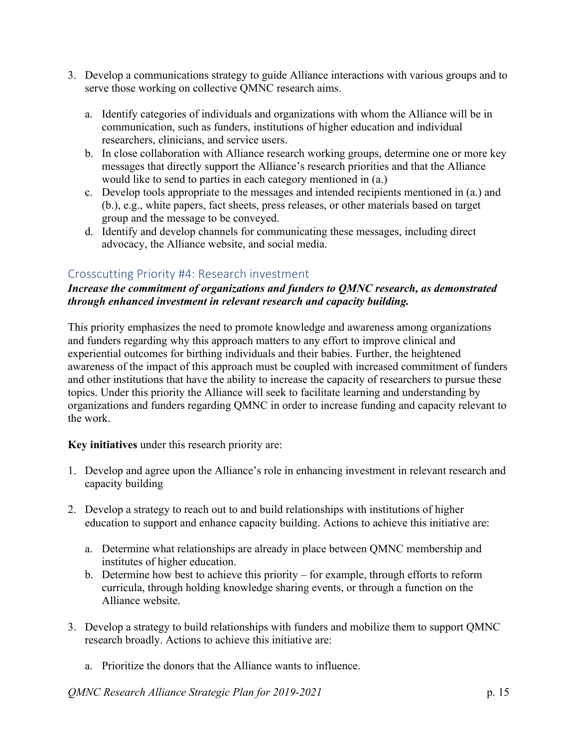3. Develop a communications strategy to guide Alliance interactions with various groups and to serve those working on collective QMNC research aims.

    a. Identify categories of individuals and organizations with whom the Alliance will be in communication, such as funders, institutions of higher education and individual researchers, clinicians, and service users.
    b. In close collaboration with Alliance research working groups, determine one or more key messages that directly support the Alliance's research priorities and that the Alliance would like to send to parties in each category mentioned in (a.)
    c. Develop tools appropriate to the messages and intended recipients mentioned in (a.) and (b.), e.g., white papers, fact sheets, press releases, or other materials based on target group and the message to be conveyed.
    d. Identify and develop channels for communicating these messages, including direct advocacy, the Alliance website, and social media.

## Crosscutting Priority #4: Research investment

***Increase the commitment of organizations and funders to QMNC research, as demonstrated through enhanced investment in relevant research and capacity building.***

This priority emphasizes the need to promote knowledge and awareness among organizations and funders regarding why this approach matters to any effort to improve clinical and experiential outcomes for birthing individuals and their babies. Further, the heightened awareness of the impact of this approach must be coupled with increased commitment of funders and other institutions that have the ability to increase the capacity of researchers to pursue these topics. Under this priority the Alliance will seek to facilitate learning and understanding by organizations and funders regarding QMNC in order to increase funding and capacity relevant to the work.

**Key initiatives** under this research priority are:

1. Develop and agree upon the Alliance's role in enhancing investment in relevant research and capacity building

2. Develop a strategy to reach out to and build relationships with institutions of higher education to support and enhance capacity building. Actions to achieve this initiative are:

    a. Determine what relationships are already in place between QMNC membership and institutes of higher education.
    b. Determine how best to achieve this priority – for example, through efforts to reform curricula, through holding knowledge sharing events, or through a function on the Alliance website.

3. Develop a strategy to build relationships with funders and mobilize them to support QMNC research broadly. Actions to achieve this initiative are:

    a. Prioritize the donors that the Alliance wants to influence.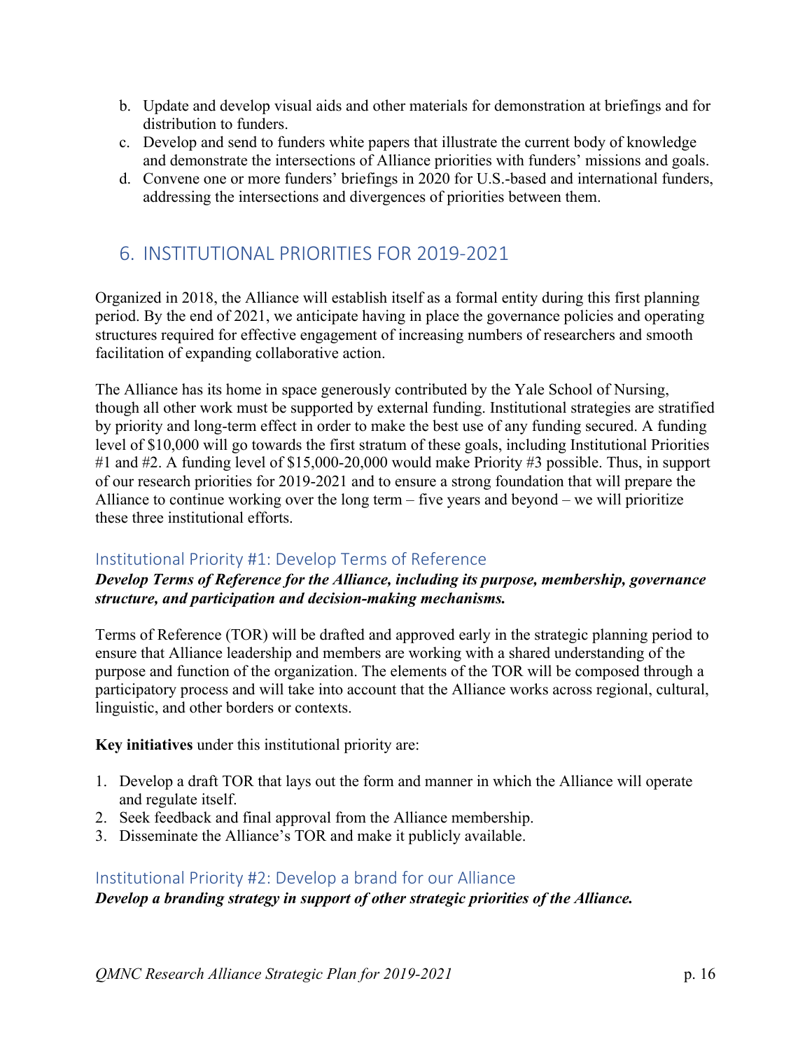b. Update and develop visual aids and other materials for demonstration at briefings and for distribution to funders.
c. Develop and send to funders white papers that illustrate the current body of knowledge and demonstrate the intersections of Alliance priorities with funders' missions and goals.
d. Convene one or more funders' briefings in 2020 for U.S.-based and international funders, addressing the intersections and divergences of priorities between them.

## 6. INSTITUTIONAL PRIORITIES FOR 2019-2021

Organized in 2018, the Alliance will establish itself as a formal entity during this first planning period. By the end of 2021, we anticipate having in place the governance policies and operating structures required for effective engagement of increasing numbers of researchers and smooth facilitation of expanding collaborative action.

The Alliance has its home in space generously contributed by the Yale School of Nursing, though all other work must be supported by external funding. Institutional strategies are stratified by priority and long-term effect in order to make the best use of any funding secured. A funding level of $10,000 will go towards the first stratum of these goals, including Institutional Priorities #1 and #2. A funding level of $15,000-20,000 would make Priority #3 possible. Thus, in support of our research priorities for 2019-2021 and to ensure a strong foundation that will prepare the Alliance to continue working over the long term – five years and beyond – we will prioritize these three institutional efforts.

### Institutional Priority #1: Develop Terms of Reference

***Develop Terms of Reference for the Alliance, including its purpose, membership, governance structure, and participation and decision-making mechanisms.***

Terms of Reference (TOR) will be drafted and approved early in the strategic planning period to ensure that Alliance leadership and members are working with a shared understanding of the purpose and function of the organization. The elements of the TOR will be composed through a participatory process and will take into account that the Alliance works across regional, cultural, linguistic, and other borders or contexts.

**Key initiatives** under this institutional priority are:

1. Develop a draft TOR that lays out the form and manner in which the Alliance will operate and regulate itself.
2. Seek feedback and final approval from the Alliance membership.
3. Disseminate the Alliance's TOR and make it publicly available.

### Institutional Priority #2: Develop a brand for our Alliance

***Develop a branding strategy in support of other strategic priorities of the Alliance.***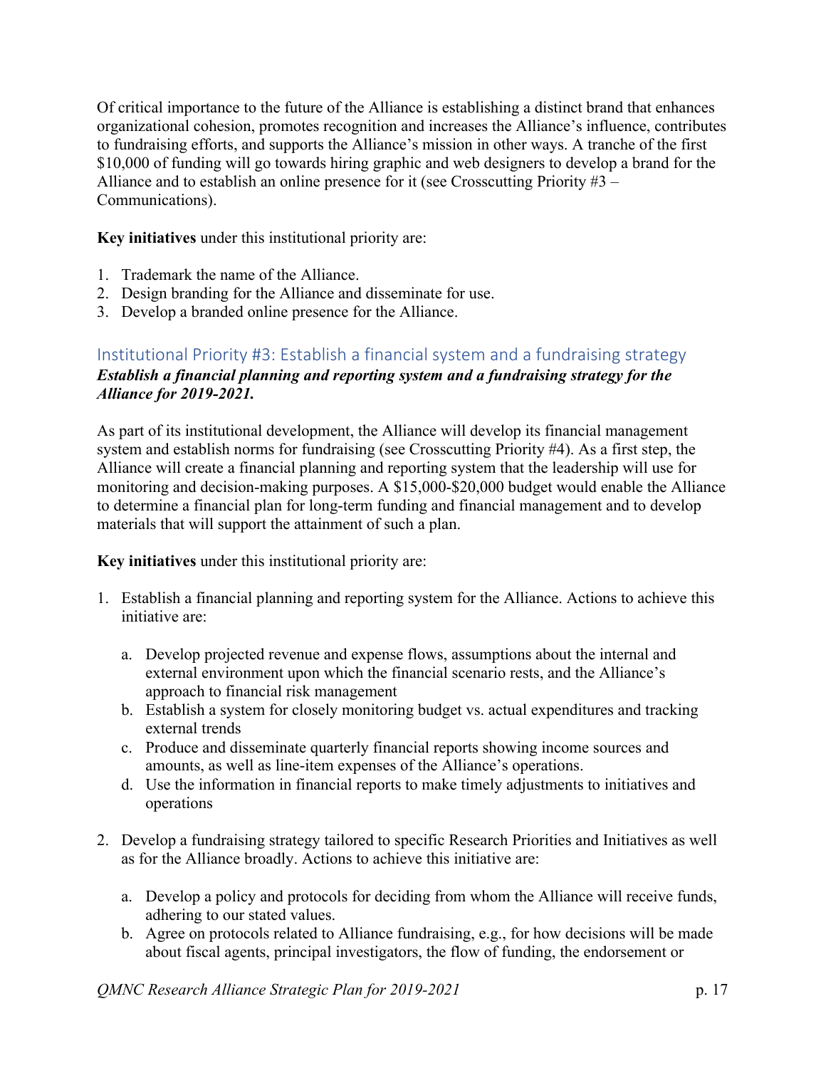Of critical importance to the future of the Alliance is establishing a distinct brand that enhances organizational cohesion, promotes recognition and increases the Alliance's influence, contributes to fundraising efforts, and supports the Alliance's mission in other ways. A tranche of the first $10,000 of funding will go towards hiring graphic and web designers to develop a brand for the Alliance and to establish an online presence for it (see Crosscutting Priority #3 – Communications).

**Key initiatives** under this institutional priority are:

1. Trademark the name of the Alliance.
2. Design branding for the Alliance and disseminate for use.
3. Develop a branded online presence for the Alliance.

## Institutional Priority #3: Establish a financial system and a fundraising strategy

***Establish a financial planning and reporting system and a fundraising strategy for the Alliance for 2019-2021.***

As part of its institutional development, the Alliance will develop its financial management system and establish norms for fundraising (see Crosscutting Priority #4). As a first step, the Alliance will create a financial planning and reporting system that the leadership will use for monitoring and decision-making purposes. A $15,000-$20,000 budget would enable the Alliance to determine a financial plan for long-term funding and financial management and to develop materials that will support the attainment of such a plan.

**Key initiatives** under this institutional priority are:

1. Establish a financial planning and reporting system for the Alliance. Actions to achieve this initiative are:

   a. Develop projected revenue and expense flows, assumptions about the internal and external environment upon which the financial scenario rests, and the Alliance's approach to financial risk management
   
   b. Establish a system for closely monitoring budget vs. actual expenditures and tracking external trends
   
   c. Produce and disseminate quarterly financial reports showing income sources and amounts, as well as line-item expenses of the Alliance's operations.
   
   d. Use the information in financial reports to make timely adjustments to initiatives and operations

2. Develop a fundraising strategy tailored to specific Research Priorities and Initiatives as well as for the Alliance broadly. Actions to achieve this initiative are:

   a. Develop a policy and protocols for deciding from whom the Alliance will receive funds, adhering to our stated values.
   
   b. Agree on protocols related to Alliance fundraising, e.g., for how decisions will be made about fiscal agents, principal investigators, the flow of funding, the endorsement or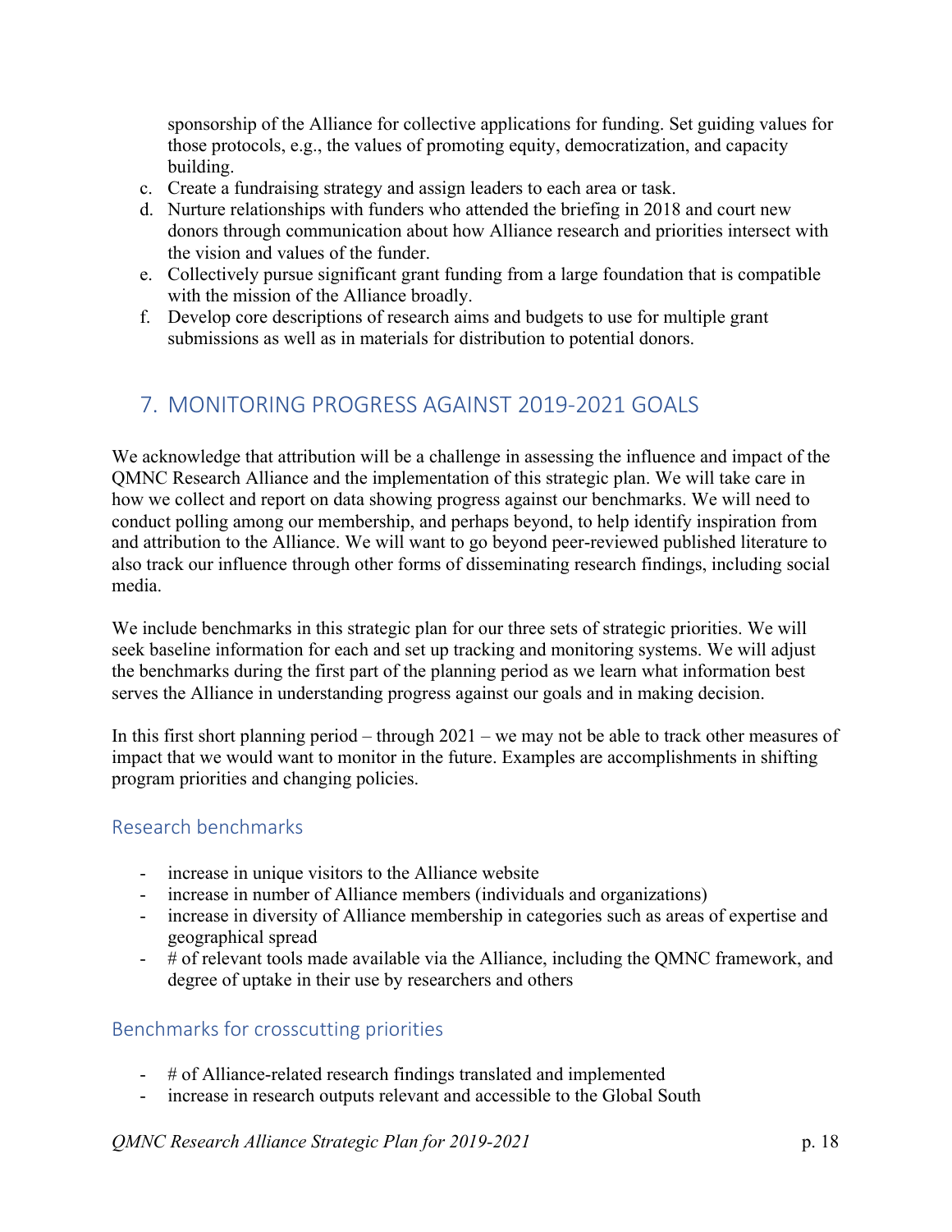sponsorship of the Alliance for collective applications for funding. Set guiding values for those protocols, e.g., the values of promoting equity, democratization, and capacity building.

c. Create a fundraising strategy and assign leaders to each area or task.
d. Nurture relationships with funders who attended the briefing in 2018 and court new donors through communication about how Alliance research and priorities intersect with the vision and values of the funder.
e. Collectively pursue significant grant funding from a large foundation that is compatible with the mission of the Alliance broadly.
f. Develop core descriptions of research aims and budgets to use for multiple grant submissions as well as in materials for distribution to potential donors.

## 7. MONITORING PROGRESS AGAINST 2019-2021 GOALS

We acknowledge that attribution will be a challenge in assessing the influence and impact of the QMNC Research Alliance and the implementation of this strategic plan. We will take care in how we collect and report on data showing progress against our benchmarks. We will need to conduct polling among our membership, and perhaps beyond, to help identify inspiration from and attribution to the Alliance. We will want to go beyond peer-reviewed published literature to also track our influence through other forms of disseminating research findings, including social media.

We include benchmarks in this strategic plan for our three sets of strategic priorities. We will seek baseline information for each and set up tracking and monitoring systems. We will adjust the benchmarks during the first part of the planning period as we learn what information best serves the Alliance in understanding progress against our goals and in making decision.

In this first short planning period – through 2021 – we may not be able to track other measures of impact that we would want to monitor in the future. Examples are accomplishments in shifting program priorities and changing policies.

### Research benchmarks

- increase in unique visitors to the Alliance website
- increase in number of Alliance members (individuals and organizations)
- increase in diversity of Alliance membership in categories such as areas of expertise and geographical spread
- # of relevant tools made available via the Alliance, including the QMNC framework, and degree of uptake in their use by researchers and others

### Benchmarks for crosscutting priorities

- # of Alliance-related research findings translated and implemented
- increase in research outputs relevant and accessible to the Global South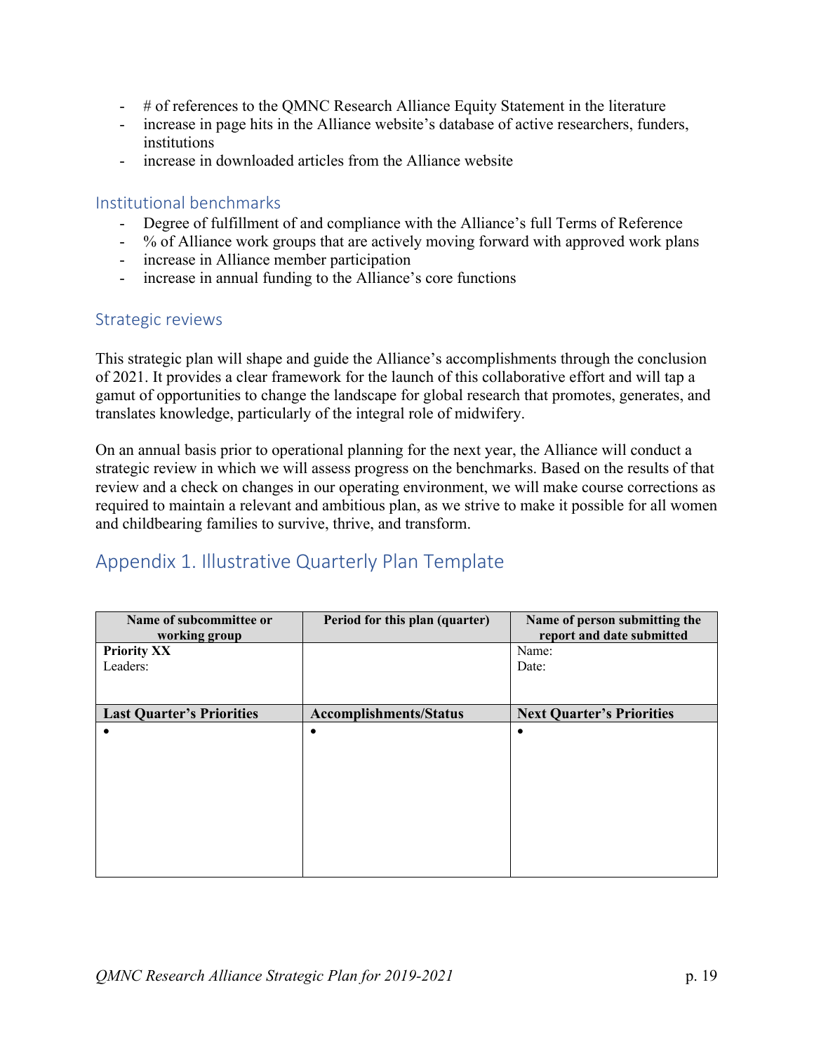- # of references to the QMNC Research Alliance Equity Statement in the literature
- increase in page hits in the Alliance website's database of active researchers, funders, institutions
- increase in downloaded articles from the Alliance website

### Institutional benchmarks

- Degree of fulfillment of and compliance with the Alliance's full Terms of Reference
- % of Alliance work groups that are actively moving forward with approved work plans
- increase in Alliance member participation
- increase in annual funding to the Alliance's core functions

### Strategic reviews

This strategic plan will shape and guide the Alliance's accomplishments through the conclusion of 2021. It provides a clear framework for the launch of this collaborative effort and will tap a gamut of opportunities to change the landscape for global research that promotes, generates, and translates knowledge, particularly of the integral role of midwifery.

On an annual basis prior to operational planning for the next year, the Alliance will conduct a strategic review in which we will assess progress on the benchmarks. Based on the results of that review and a check on changes in our operating environment, we will make course corrections as required to maintain a relevant and ambitious plan, as we strive to make it possible for all women and childbearing families to survive, thrive, and transform.

## Appendix 1. Illustrative Quarterly Plan Template

| Name of subcommittee or working group | Period for this plan (quarter) | Name of person submitting the report and date submitted |
|---|---|---|
| **Priority XX**<br>Leaders: | | Name:<br>Date: |
| **Last Quarter's Priorities** | **Accomplishments/Status** | **Next Quarter's Priorities** |
| • | • | • |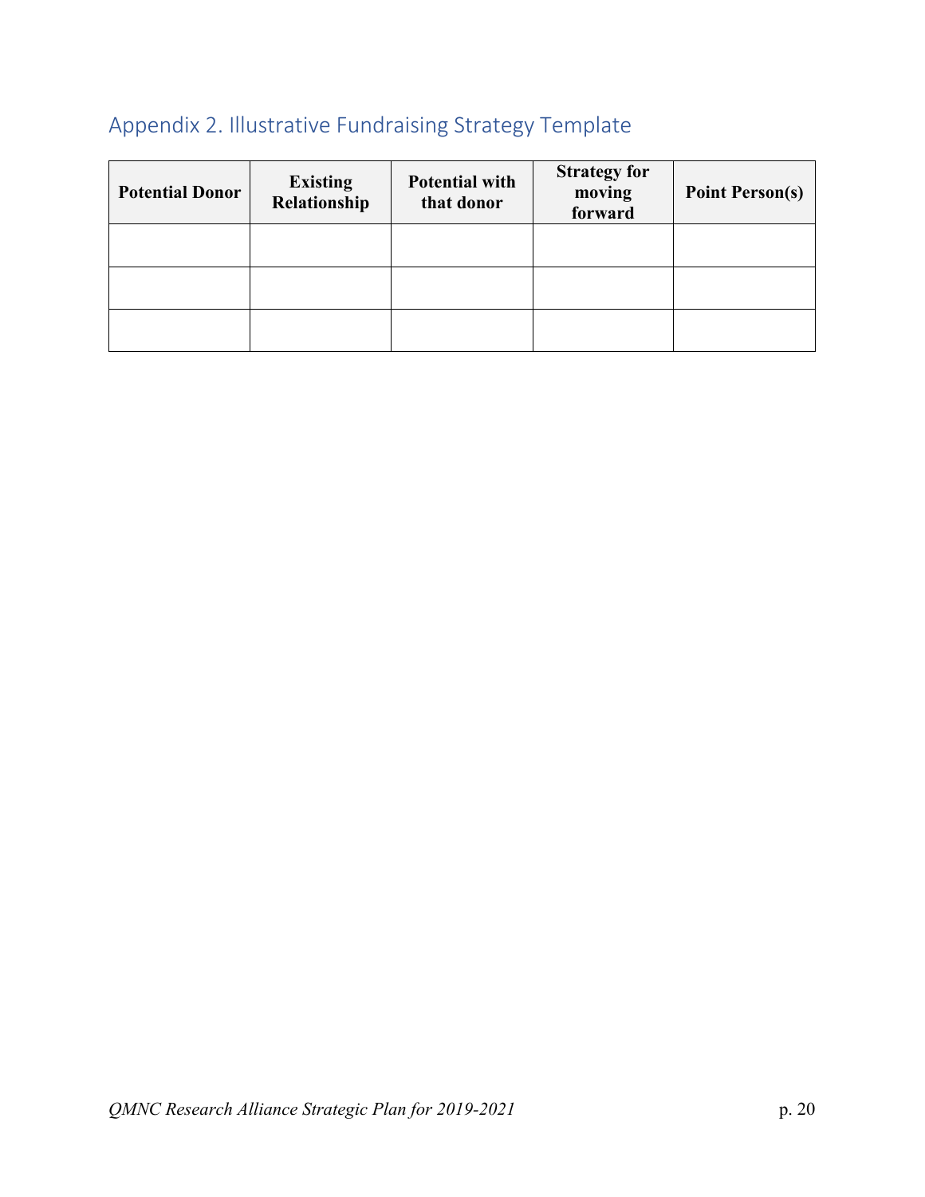## Appendix 2. Illustrative Fundraising Strategy Template

| Potential Donor | Existing Relationship | Potential with that donor | Strategy for moving forward | Point Person(s) |
|---|---|---|---|---|
| | | | | |
| | | | | |
| | | | | |